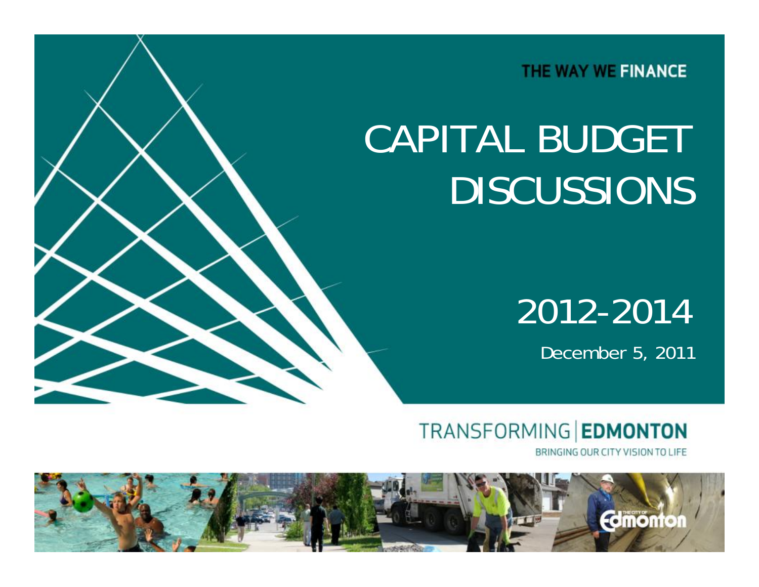THE WAY WE FINANCE

# CAPITAL BUDGET DISCUSSIONS

## 2012-2014

December 5, 2011

TRANSFORMING | **EDMONTON**

BRINGING OUR CITY VISION TO LIFE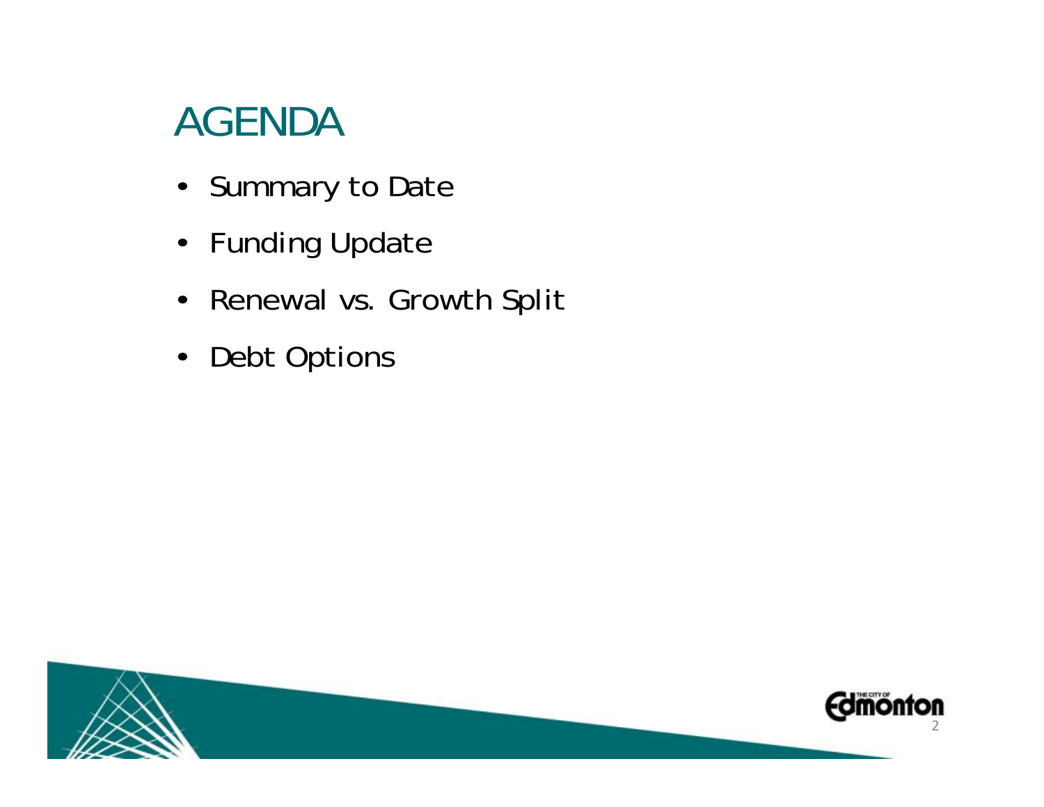# AGENDA

- Summary to Date
- Funding Update
- Renewal vs. Growth Split
- Debt Options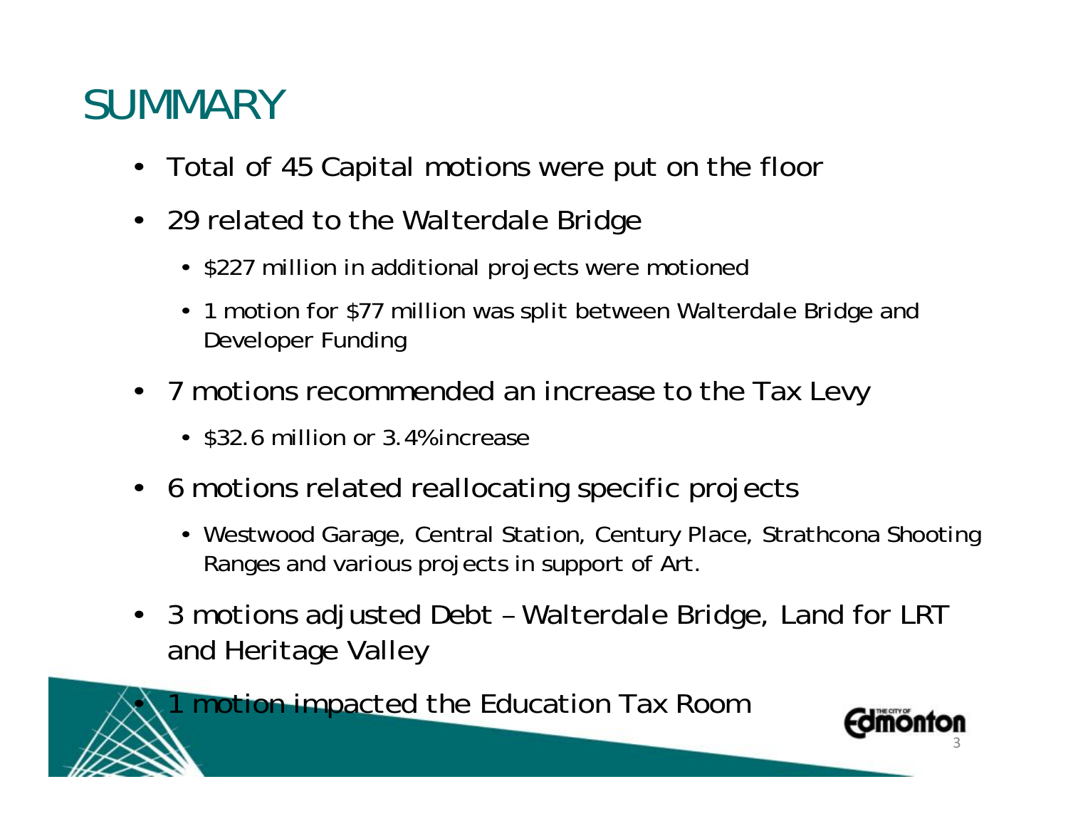# SUMMARY

- Total of 45 Capital motions were put on the floor
- 29 related to the Walterdale Bridge
  - $227 million in additional projects were motioned
  - 1 motion for $77 million was split between Walterdale Bridge and Developer Funding
- 7 motions recommended an increase to the Tax Levy
  - $32.6 million or 3.4% increase
- 6 motions related reallocating specific projects
  - Westwood Garage, Central Station, Century Place, Strathcona Shooting Ranges and various projects in support of Art.
- 3 motions adjusted Debt – Walterdale Bridge, Land for LRT and Heritage Valley
- 1 motion impacted the Education Tax Room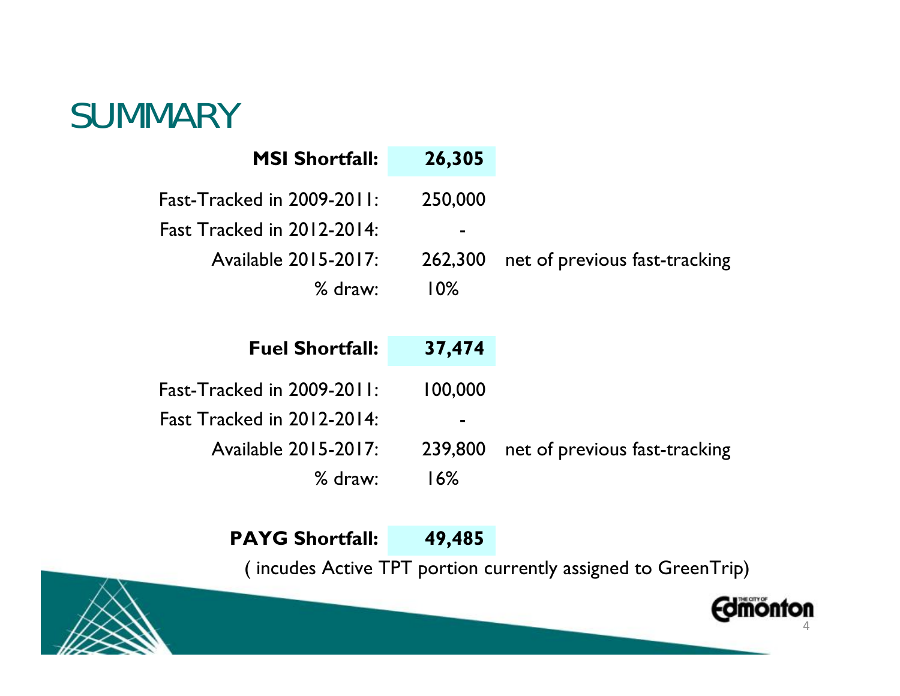# SUMMARY

| | | |
|---|---|---|
| **MSI Shortfall:** | **26,305** | |
| Fast-Tracked in 2009-2011: | 250,000 | |
| Fast Tracked in 2012-2014: | - | |
| Available 2015-2017: | 262,300 | net of previous fast-tracking |
| % draw: | 10% | |
| | | |
| **Fuel Shortfall:** | **37,474** | |
| Fast-Tracked in 2009-2011: | 100,000 | |
| Fast Tracked in 2012-2014: | - | |
| Available 2015-2017: | 239,800 | net of previous fast-tracking |
| % draw: | 16% | |
| | | |
| **PAYG Shortfall:** | **49,485** | |

( incudes Active TPT portion currently assigned to GreenTrip)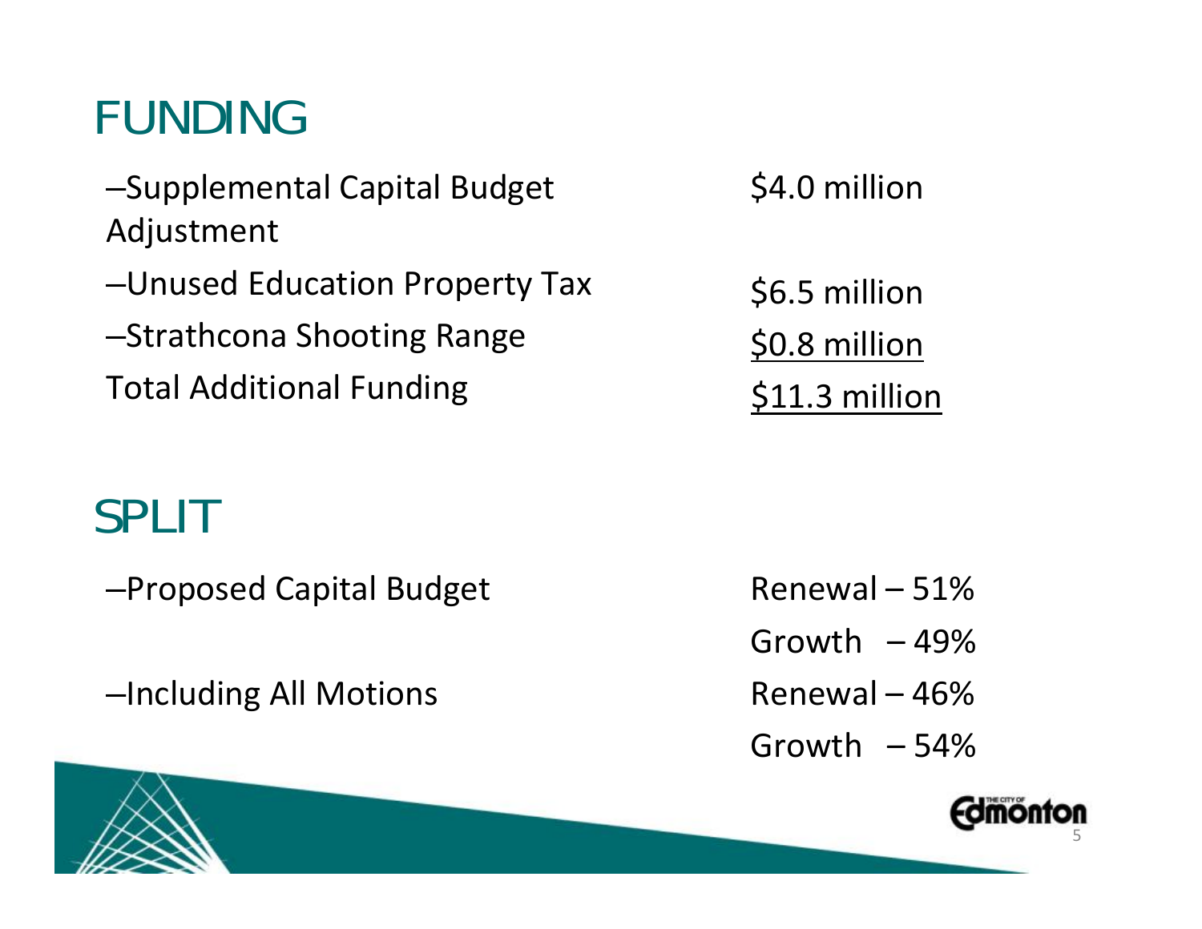# FUNDING

| | |
|---|---|
| –Supplemental Capital Budget Adjustment | $4.0 million |
| –Unused Education Property Tax | $6.5 million |
| –Strathcona Shooting Range | $0.8 million |
| Total Additional Funding | $11.3 million |

# SPLIT

| | |
|---|---|
| –Proposed Capital Budget | Renewal – 51% |
| | Growth – 49% |
| –Including All Motions | Renewal – 46% |
| | Growth – 54% |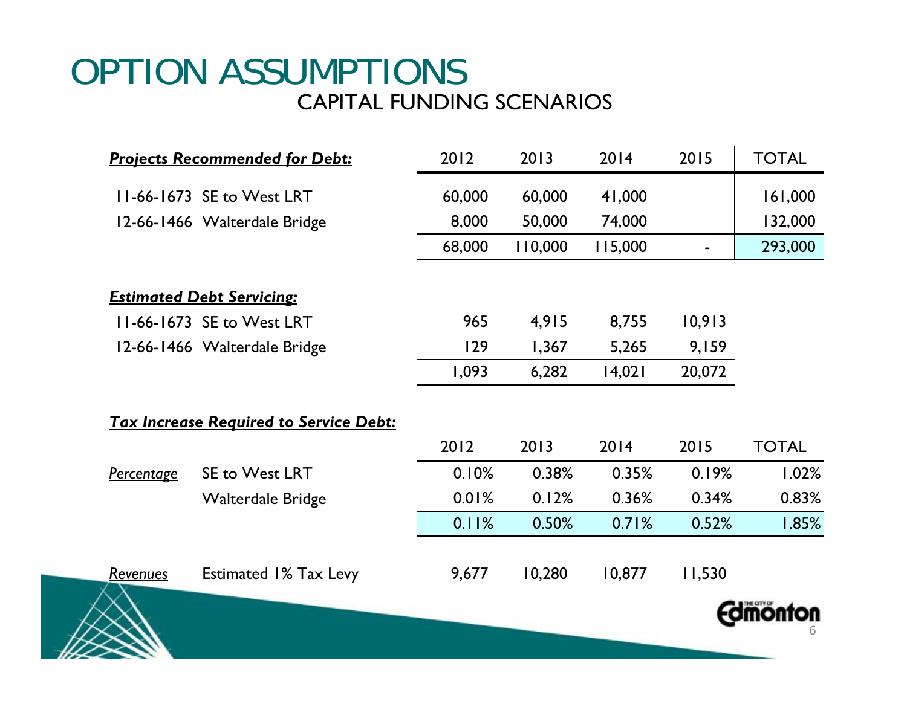# OPTION ASSUMPTIONS

## CAPITAL FUNDING SCENARIOS

| ***Projects Recommended for Debt:*** | 2012 | 2013 | 2014 | 2015 | TOTAL |
|---|---|---|---|---|---|
| 11-66-1673 SE to West LRT | 60,000 | 60,000 | 41,000 | | 161,000 |
| 12-66-1466 Walterdale Bridge | 8,000 | 50,000 | 74,000 | | 132,000 |
| | 68,000 | 110,000 | 115,000 | - | 293,000 |

| ***Estimated Debt Servicing:*** | 2012 | 2013 | 2014 | 2015 |
|---|---|---|---|---|
| 11-66-1673 SE to West LRT | 965 | 4,915 | 8,755 | 10,913 |
| 12-66-1466 Walterdale Bridge | 129 | 1,367 | 5,265 | 9,159 |
| | 1,093 | 6,282 | 14,021 | 20,072 |

***Tax Increase Required to Service Debt:***

| | | 2012 | 2013 | 2014 | 2015 | TOTAL |
|---|---|---|---|---|---|---|
| *Percentage* | SE to West LRT | 0.10% | 0.38% | 0.35% | 0.19% | 1.02% |
| | Walterdale Bridge | 0.01% | 0.12% | 0.36% | 0.34% | 0.83% |
| | | 0.11% | 0.50% | 0.71% | 0.52% | 1.85% |
| *Revenues* | Estimated 1% Tax Levy | 9,677 | 10,280 | 10,877 | 11,530 | |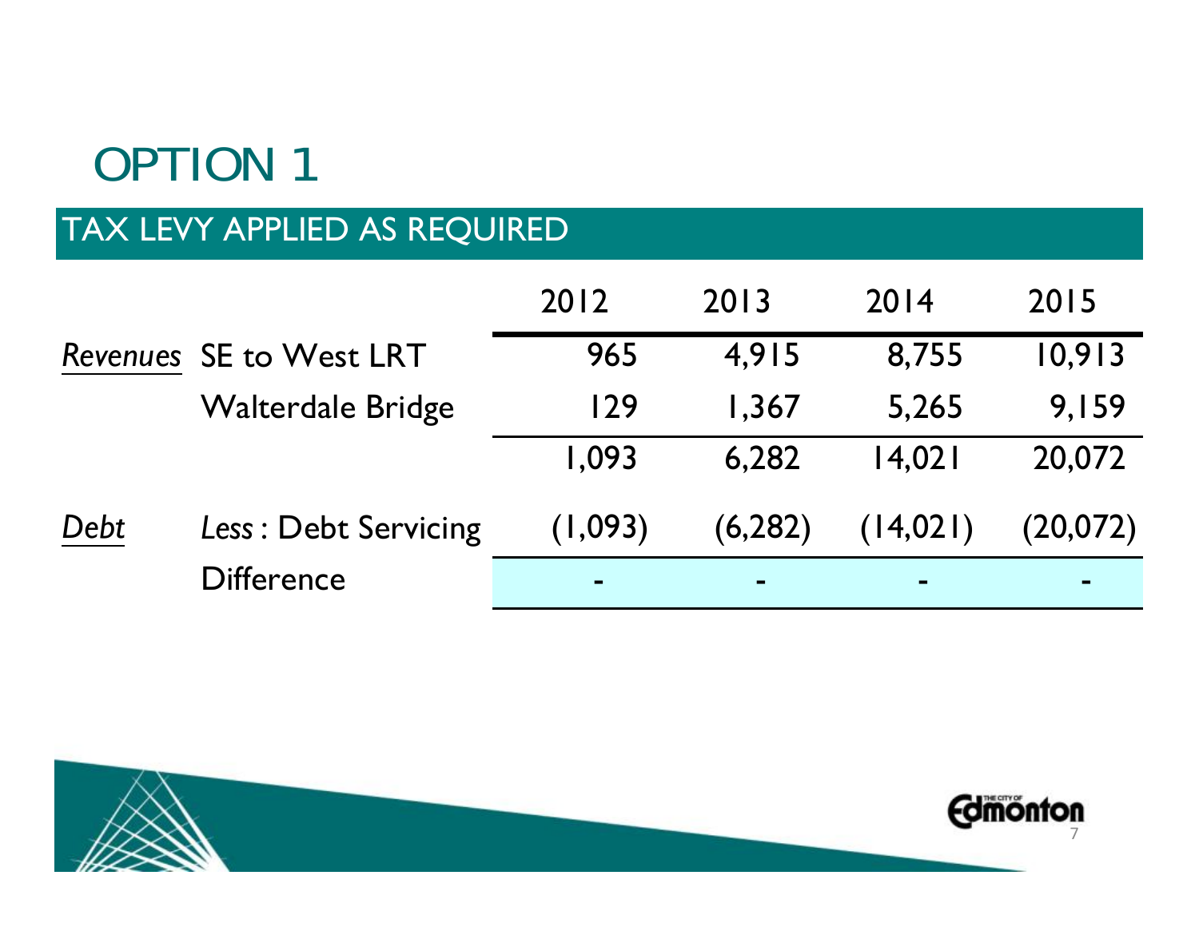# OPTION 1

## TAX LEVY APPLIED AS REQUIRED

| | | 2012 | 2013 | 2014 | 2015 |
|---|---|---|---|---|---|
| *Revenues* | SE to West LRT | 965 | 4,915 | 8,755 | 10,913 |
| | Walterdale Bridge | 129 | 1,367 | 5,265 | 9,159 |
| | | 1,093 | 6,282 | 14,021 | 20,072 |
| *Debt* | *Less* : Debt Servicing | (1,093) | (6,282) | (14,021) | (20,072) |
| | Difference | - | - | - | - |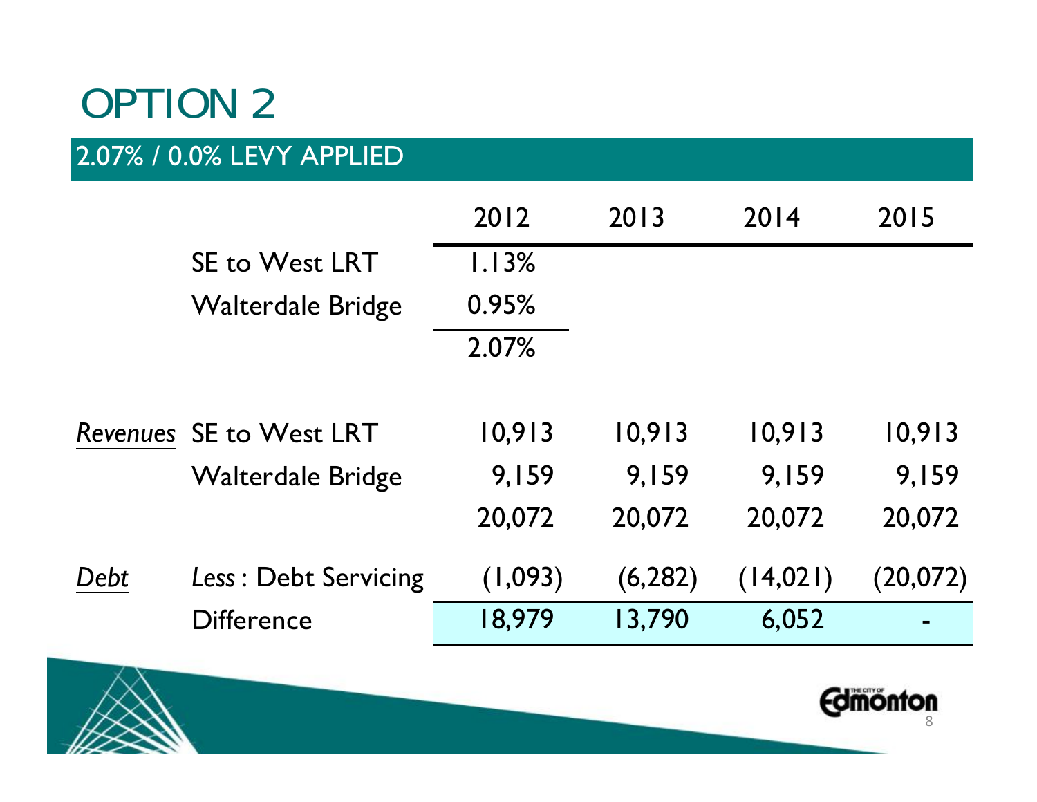# OPTION 2

## 2.07% / 0.0% LEVY APPLIED

| | | 2012 | 2013 | 2014 | 2015 |
|---|---|---|---|---|---|
| | SE to West LRT | 1.13% | | | |
| | Walterdale Bridge | 0.95% | | | |
| | | 2.07% | | | |
| *Revenues* | SE to West LRT | 10,913 | 10,913 | 10,913 | 10,913 |
| | Walterdale Bridge | 9,159 | 9,159 | 9,159 | 9,159 |
| | | 20,072 | 20,072 | 20,072 | 20,072 |
| *Debt* | *Less* : Debt Servicing | (1,093) | (6,282) | (14,021) | (20,072) |
| | Difference | 18,979 | 13,790 | 6,052 | - |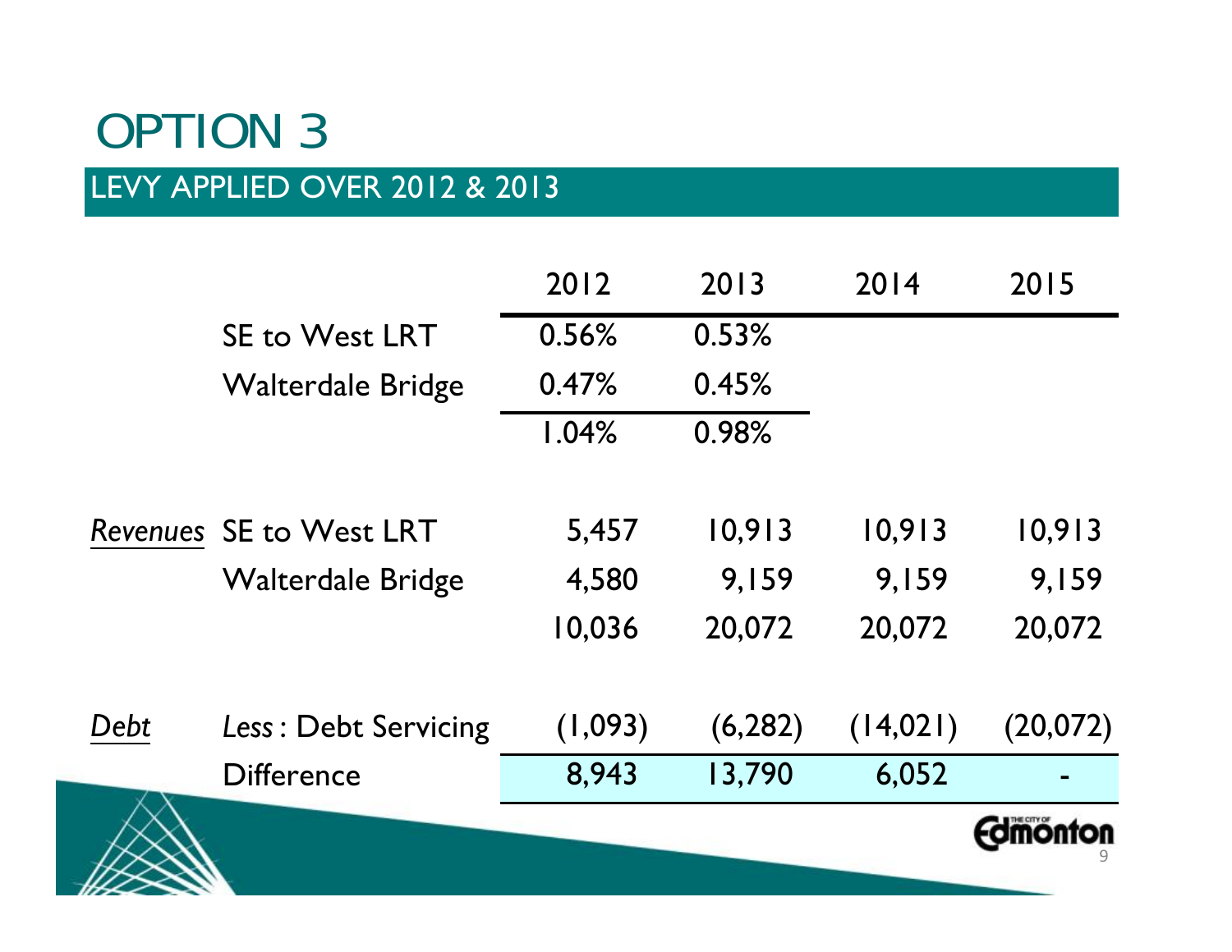# OPTION 3

## LEVY APPLIED OVER 2012 & 2013

| | | 2012 | 2013 | 2014 | 2015 |
|---|---|---|---|---|---|
| | SE to West LRT | 0.56% | 0.53% | | |
| | Walterdale Bridge | 0.47% | 0.45% | | |
| | | 1.04% | 0.98% | | |
| *Revenues* | SE to West LRT | 5,457 | 10,913 | 10,913 | 10,913 |
| | Walterdale Bridge | 4,580 | 9,159 | 9,159 | 9,159 |
| | | 10,036 | 20,072 | 20,072 | 20,072 |
| *Debt* | *Less* : Debt Servicing | (1,093) | (6,282) | (14,021) | (20,072) |
| | Difference | 8,943 | 13,790 | 6,052 | - |